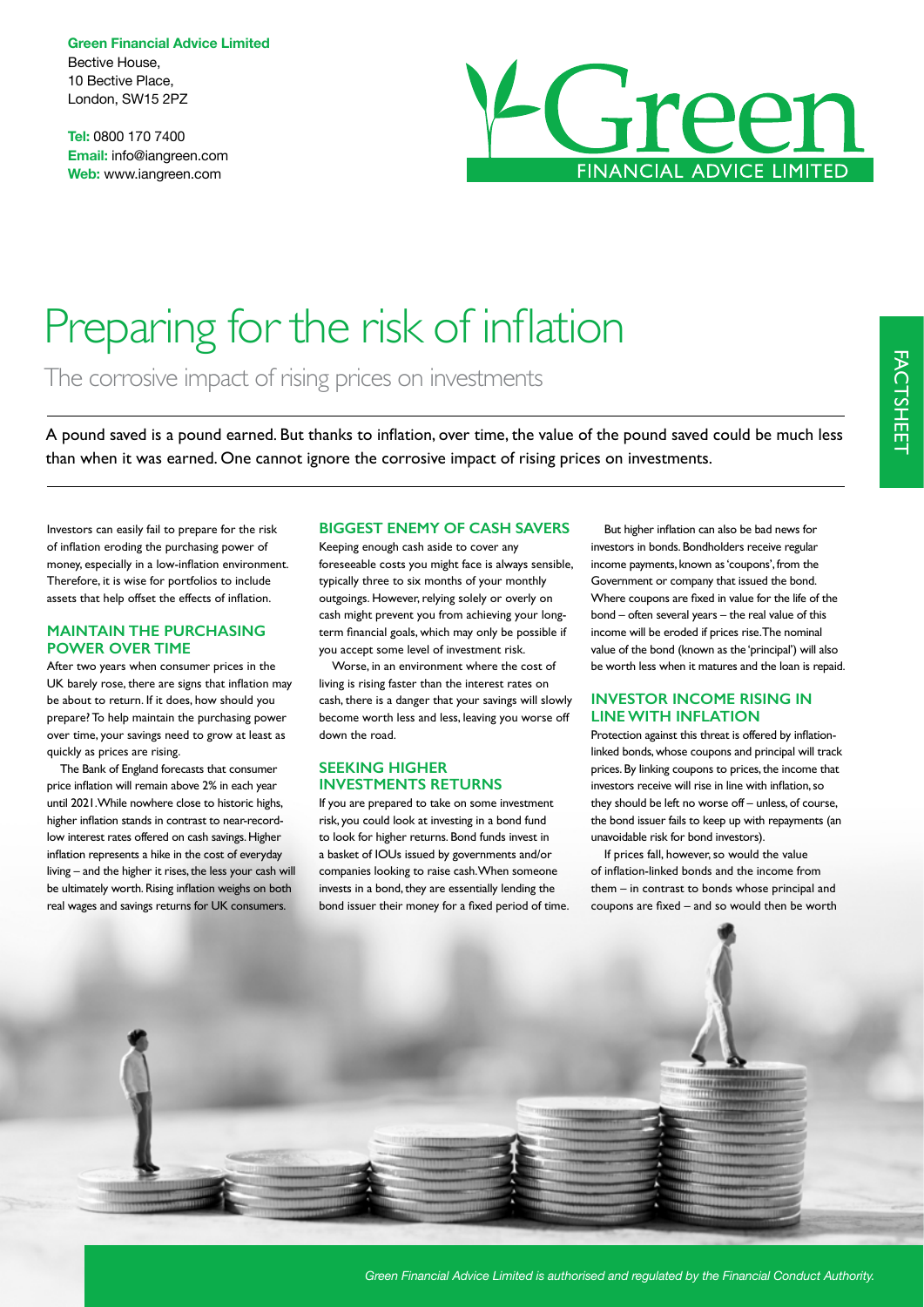**Green Financial Advice Limited**
Bective House,
10 Bective Place,
London, SW15 2PZ

**Tel:** 0800 170 7400
**Email:** info@iangreen.com
**Web:** www.iangreen.com

FACTSHEET

# Preparing for the risk of inflation

## The corrosive impact of rising prices on investments

A pound saved is a pound earned. But thanks to inflation, over time, the value of the pound saved could be much less than when it was earned. One cannot ignore the corrosive impact of rising prices on investments.

Investors can easily fail to prepare for the risk of inflation eroding the purchasing power of money, especially in a low-inflation environment. Therefore, it is wise for portfolios to include assets that help offset the effects of inflation.

### MAINTAIN THE PURCHASING POWER OVER TIME

After two years when consumer prices in the UK barely rose, there are signs that inflation may be about to return. If it does, how should you prepare? To help maintain the purchasing power over time, your savings need to grow at least as quickly as prices are rising.

The Bank of England forecasts that consumer price inflation will remain above 2% in each year until 2021. While nowhere close to historic highs, higher inflation stands in contrast to near-record-low interest rates offered on cash savings. Higher inflation represents a hike in the cost of everyday living – and the higher it rises, the less your cash will be ultimately worth. Rising inflation weighs on both real wages and savings returns for UK consumers.

### BIGGEST ENEMY OF CASH SAVERS

Keeping enough cash aside to cover any foreseeable costs you might face is always sensible, typically three to six months of your monthly outgoings. However, relying solely or overly on cash might prevent you from achieving your long-term financial goals, which may only be possible if you accept some level of investment risk.

Worse, in an environment where the cost of living is rising faster than the interest rates on cash, there is a danger that your savings will slowly become worth less and less, leaving you worse off down the road.

### SEEKING HIGHER INVESTMENTS RETURNS

If you are prepared to take on some investment risk, you could look at investing in a bond fund to look for higher returns. Bond funds invest in a basket of IOUs issued by governments and/or companies looking to raise cash. When someone invests in a bond, they are essentially lending the bond issuer their money for a fixed period of time.

But higher inflation can also be bad news for investors in bonds. Bondholders receive regular income payments, known as 'coupons', from the Government or company that issued the bond. Where coupons are fixed in value for the life of the bond – often several years – the real value of this income will be eroded if prices rise. The nominal value of the bond (known as the 'principal') will also be worth less when it matures and the loan is repaid.

### INVESTOR INCOME RISING IN LINE WITH INFLATION

Protection against this threat is offered by inflation-linked bonds, whose coupons and principal will track prices. By linking coupons to prices, the income that investors receive will rise in line with inflation, so they should be left no worse off – unless, of course, the bond issuer fails to keep up with repayments (an unavoidable risk for bond investors).

If prices fall, however, so would the value of inflation-linked bonds and the income from them – in contrast to bonds whose principal and coupons are fixed – and so would then be worth

*Green Financial Advice Limited is authorised and regulated by the Financial Conduct Authority.*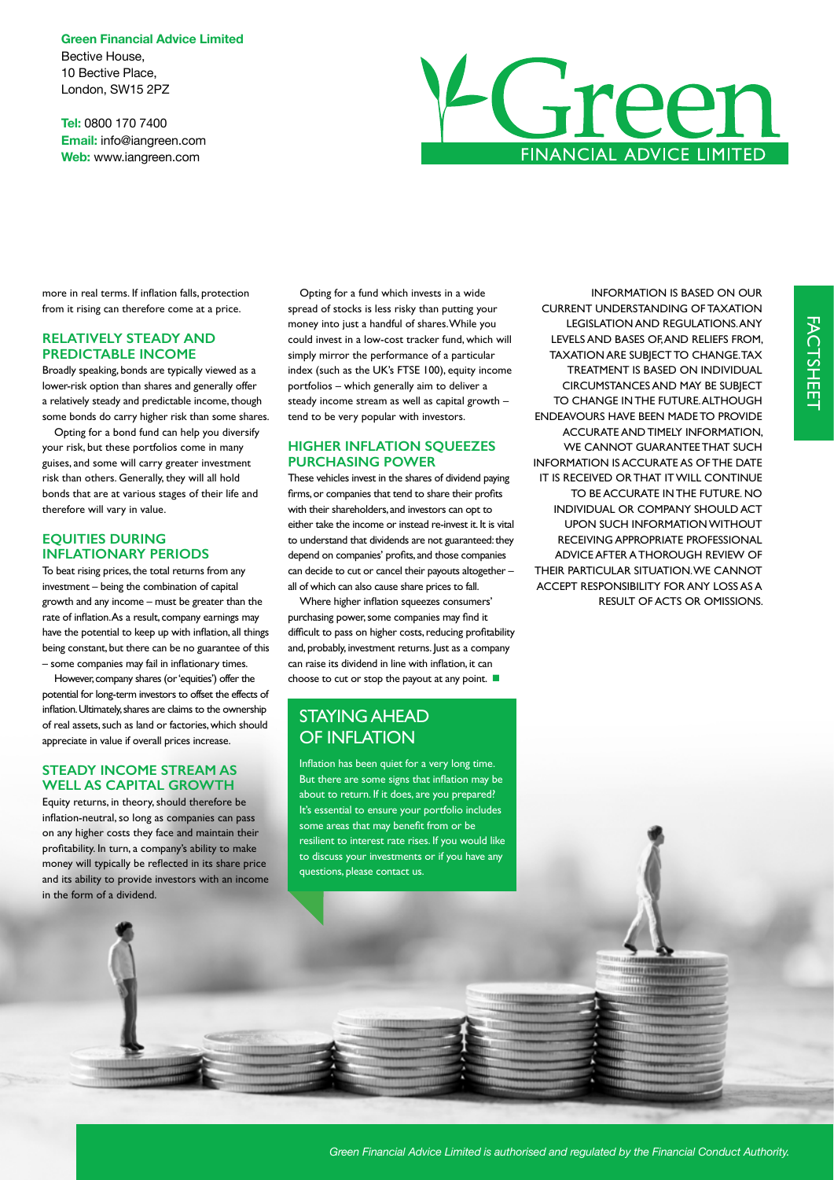**Green Financial Advice Limited**
Bective House,
10 Bective Place,
London, SW15 2PZ

**Tel:** 0800 170 7400
**Email:** info@iangreen.com
**Web:** www.iangreen.com

Green FINANCIAL ADVICE LIMITED

FACTSHEET

more in real terms. If inflation falls, protection from it rising can therefore come at a price.

## RELATIVELY STEADY AND PREDICTABLE INCOME

Broadly speaking, bonds are typically viewed as a lower-risk option than shares and generally offer a relatively steady and predictable income, though some bonds do carry higher risk than some shares.

Opting for a bond fund can help you diversify your risk, but these portfolios come in many guises, and some will carry greater investment risk than others. Generally, they will all hold bonds that are at various stages of their life and therefore will vary in value.

## EQUITIES DURING INFLATIONARY PERIODS

To beat rising prices, the total returns from any investment – being the combination of capital growth and any income – must be greater than the rate of inflation. As a result, company earnings may have the potential to keep up with inflation, all things being constant, but there can be no guarantee of this – some companies may fail in inflationary times.

However, company shares (or 'equities') offer the potential for long-term investors to offset the effects of inflation. Ultimately, shares are claims to the ownership of real assets, such as land or factories, which should appreciate in value if overall prices increase.

## STEADY INCOME STREAM AS WELL AS CAPITAL GROWTH

Equity returns, in theory, should therefore be inflation-neutral, so long as companies can pass on any higher costs they face and maintain their profitability. In turn, a company's ability to make money will typically be reflected in its share price and its ability to provide investors with an income in the form of a dividend.

Opting for a fund which invests in a wide spread of stocks is less risky than putting your money into just a handful of shares. While you could invest in a low-cost tracker fund, which will simply mirror the performance of a particular index (such as the UK's FTSE 100), equity income portfolios – which generally aim to deliver a steady income stream as well as capital growth – tend to be very popular with investors.

## HIGHER INFLATION SQUEEZES PURCHASING POWER

These vehicles invest in the shares of dividend paying firms, or companies that tend to share their profits with their shareholders, and investors can opt to either take the income or instead re-invest it. It is vital to understand that dividends are not guaranteed: they depend on companies' profits, and those companies can decide to cut or cancel their payouts altogether – all of which can also cause share prices to fall.

Where higher inflation squeezes consumers' purchasing power, some companies may find it difficult to pass on higher costs, reducing profitability and, probably, investment returns. Just as a company can raise its dividend in line with inflation, it can choose to cut or stop the payout at any point. ■

## STAYING AHEAD OF INFLATION

Inflation has been quiet for a very long time. But there are some signs that inflation may be about to return. If it does, are you prepared? It's essential to ensure your portfolio includes some areas that may benefit from or be resilient to interest rate rises. If you would like to discuss your investments or if you have any questions, please contact us.

INFORMATION IS BASED ON OUR CURRENT UNDERSTANDING OF TAXATION LEGISLATION AND REGULATIONS. ANY LEVELS AND BASES OF, AND RELIEFS FROM, TAXATION ARE SUBJECT TO CHANGE. TAX TREATMENT IS BASED ON INDIVIDUAL CIRCUMSTANCES AND MAY BE SUBJECT TO CHANGE IN THE FUTURE. ALTHOUGH ENDEAVOURS HAVE BEEN MADE TO PROVIDE ACCURATE AND TIMELY INFORMATION, WE CANNOT GUARANTEE THAT SUCH INFORMATION IS ACCURATE AS OF THE DATE IT IS RECEIVED OR THAT IT WILL CONTINUE TO BE ACCURATE IN THE FUTURE. NO INDIVIDUAL OR COMPANY SHOULD ACT UPON SUCH INFORMATION WITHOUT RECEIVING APPROPRIATE PROFESSIONAL ADVICE AFTER A THOROUGH REVIEW OF THEIR PARTICULAR SITUATION. WE CANNOT ACCEPT RESPONSIBILITY FOR ANY LOSS AS A RESULT OF ACTS OR OMISSIONS.

*Green Financial Advice Limited is authorised and regulated by the Financial Conduct Authority.*